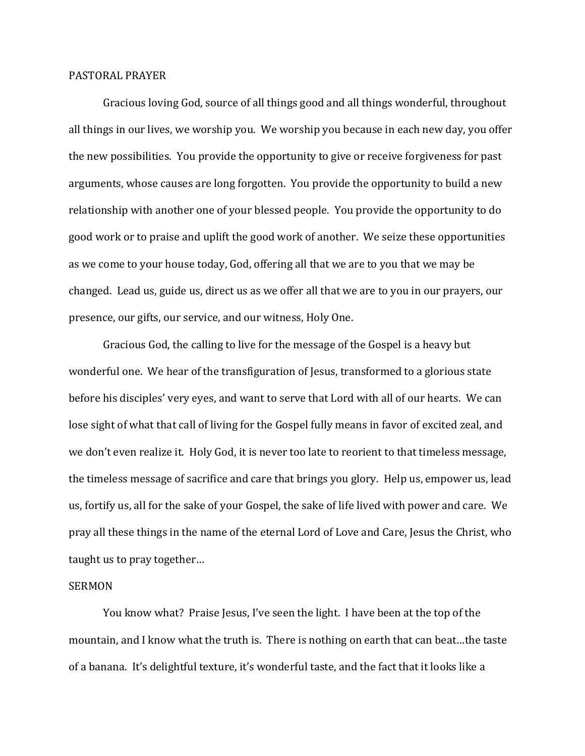## PASTORAL PRAYER

Gracious loving God, source of all things good and all things wonderful, throughout all things in our lives, we worship you. We worship you because in each new day, you offer the new possibilities. You provide the opportunity to give or receive forgiveness for past arguments, whose causes are long forgotten. You provide the opportunity to build a new relationship with another one of your blessed people. You provide the opportunity to do good work or to praise and uplift the good work of another. We seize these opportunities as we come to your house today, God, offering all that we are to you that we may be changed. Lead us, guide us, direct us as we offer all that we are to you in our prayers, our presence, our gifts, our service, and our witness, Holy One.

Gracious God, the calling to live for the message of the Gospel is a heavy but wonderful one. We hear of the transfiguration of Jesus, transformed to a glorious state before his disciples' very eyes, and want to serve that Lord with all of our hearts. We can lose sight of what that call of living for the Gospel fully means in favor of excited zeal, and we don't even realize it. Holy God, it is never too late to reorient to that timeless message, the timeless message of sacrifice and care that brings you glory. Help us, empower us, lead us, fortify us, all for the sake of your Gospel, the sake of life lived with power and care. We pray all these things in the name of the eternal Lord of Love and Care, Jesus the Christ, who taught us to pray together…

## SERMON

You know what? Praise Jesus, I've seen the light. I have been at the top of the mountain, and I know what the truth is. There is nothing on earth that can beat…the taste of a banana. It's delightful texture, it's wonderful taste, and the fact that it looks like a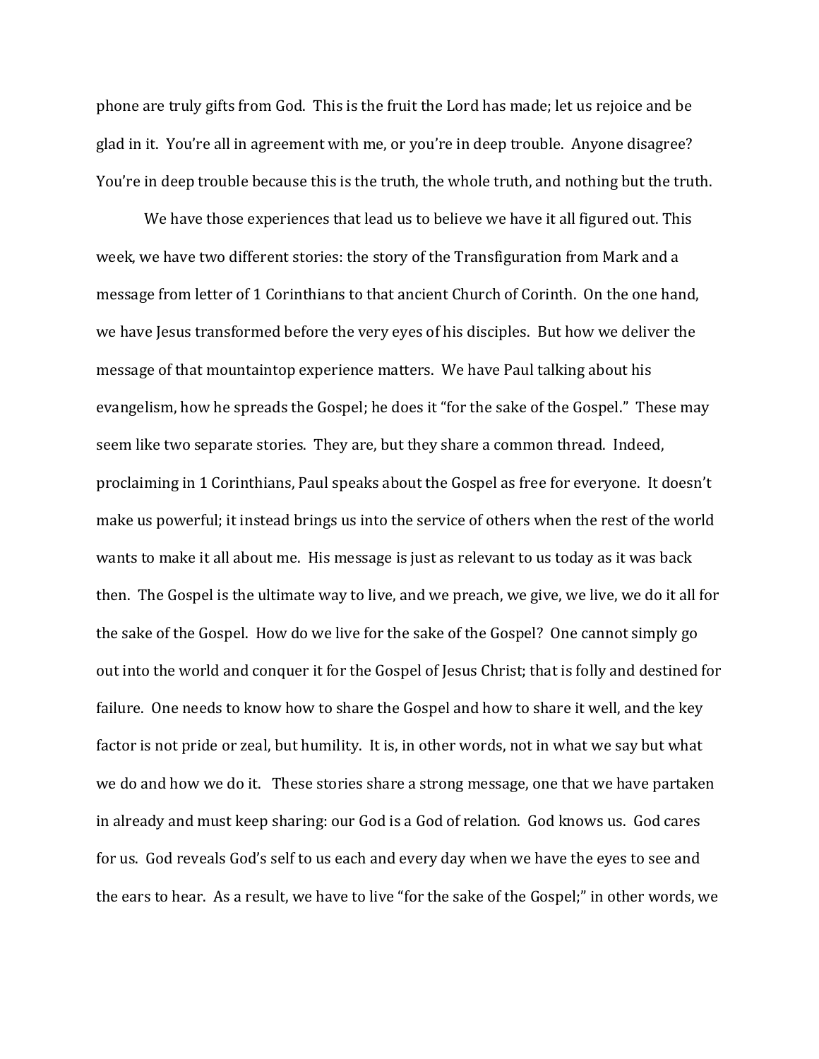phone are truly gifts from God. This is the fruit the Lord has made; let us rejoice and be glad in it. You're all in agreement with me, or you're in deep trouble. Anyone disagree? You're in deep trouble because this is the truth, the whole truth, and nothing but the truth.

We have those experiences that lead us to believe we have it all figured out. This week, we have two different stories: the story of the Transfiguration from Mark and a message from letter of 1 Corinthians to that ancient Church of Corinth. On the one hand, we have Jesus transformed before the very eyes of his disciples. But how we deliver the message of that mountaintop experience matters. We have Paul talking about his evangelism, how he spreads the Gospel; he does it "for the sake of the Gospel." These may seem like two separate stories. They are, but they share a common thread. Indeed, proclaiming in 1 Corinthians, Paul speaks about the Gospel as free for everyone. It doesn't make us powerful; it instead brings us into the service of others when the rest of the world wants to make it all about me. His message is just as relevant to us today as it was back then. The Gospel is the ultimate way to live, and we preach, we give, we live, we do it all for the sake of the Gospel. How do we live for the sake of the Gospel? One cannot simply go out into the world and conquer it for the Gospel of Jesus Christ; that is folly and destined for failure. One needs to know how to share the Gospel and how to share it well, and the key factor is not pride or zeal, but humility. It is, in other words, not in what we say but what we do and how we do it. These stories share a strong message, one that we have partaken in already and must keep sharing: our God is a God of relation. God knows us. God cares for us. God reveals God's self to us each and every day when we have the eyes to see and the ears to hear. As a result, we have to live "for the sake of the Gospel;" in other words, we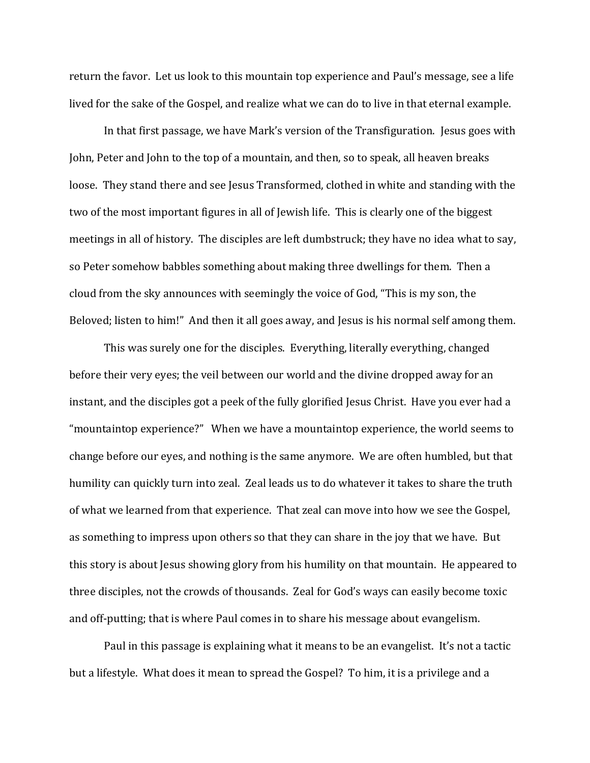return the favor. Let us look to this mountain top experience and Paul's message, see a life lived for the sake of the Gospel, and realize what we can do to live in that eternal example.

In that first passage, we have Mark's version of the Transfiguration. Jesus goes with John, Peter and John to the top of a mountain, and then, so to speak, all heaven breaks loose. They stand there and see Jesus Transformed, clothed in white and standing with the two of the most important figures in all of Jewish life. This is clearly one of the biggest meetings in all of history. The disciples are left dumbstruck; they have no idea what to say, so Peter somehow babbles something about making three dwellings for them. Then a cloud from the sky announces with seemingly the voice of God, "This is my son, the Beloved; listen to him!" And then it all goes away, and Jesus is his normal self among them.

This was surely one for the disciples. Everything, literally everything, changed before their very eyes; the veil between our world and the divine dropped away for an instant, and the disciples got a peek of the fully glorified Jesus Christ. Have you ever had a "mountaintop experience?" When we have a mountaintop experience, the world seems to change before our eyes, and nothing is the same anymore. We are often humbled, but that humility can quickly turn into zeal. Zeal leads us to do whatever it takes to share the truth of what we learned from that experience. That zeal can move into how we see the Gospel, as something to impress upon others so that they can share in the joy that we have. But this story is about Jesus showing glory from his humility on that mountain. He appeared to three disciples, not the crowds of thousands. Zeal for God's ways can easily become toxic and off-putting; that is where Paul comes in to share his message about evangelism.

Paul in this passage is explaining what it means to be an evangelist. It's not a tactic but a lifestyle. What does it mean to spread the Gospel? To him, it is a privilege and a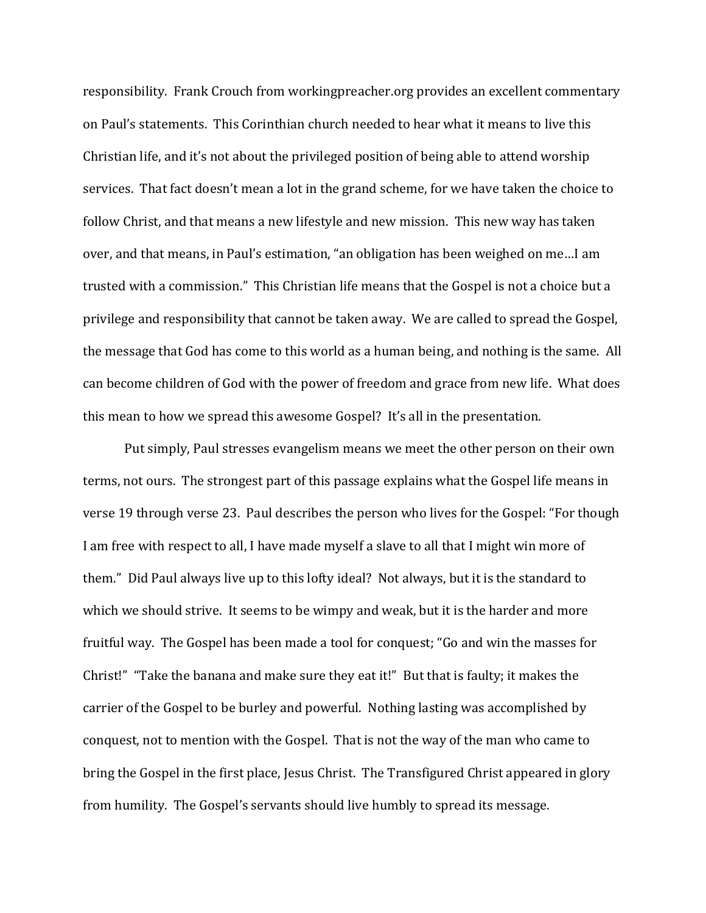responsibility. Frank Crouch from workingpreacher.org provides an excellent commentary on Paul's statements. This Corinthian church needed to hear what it means to live this Christian life, and it's not about the privileged position of being able to attend worship services. That fact doesn't mean a lot in the grand scheme, for we have taken the choice to follow Christ, and that means a new lifestyle and new mission. This new way has taken over, and that means, in Paul's estimation, "an obligation has been weighed on me…I am trusted with a commission." This Christian life means that the Gospel is not a choice but a privilege and responsibility that cannot be taken away. We are called to spread the Gospel, the message that God has come to this world as a human being, and nothing is the same. All can become children of God with the power of freedom and grace from new life. What does this mean to how we spread this awesome Gospel? It's all in the presentation.

Put simply, Paul stresses evangelism means we meet the other person on their own terms, not ours. The strongest part of this passage explains what the Gospel life means in verse 19 through verse 23. Paul describes the person who lives for the Gospel: "For though I am free with respect to all, I have made myself a slave to all that I might win more of them." Did Paul always live up to this lofty ideal? Not always, but it is the standard to which we should strive. It seems to be wimpy and weak, but it is the harder and more fruitful way. The Gospel has been made a tool for conquest; "Go and win the masses for Christ!" "Take the banana and make sure they eat it!" But that is faulty; it makes the carrier of the Gospel to be burley and powerful. Nothing lasting was accomplished by conquest, not to mention with the Gospel. That is not the way of the man who came to bring the Gospel in the first place, Jesus Christ. The Transfigured Christ appeared in glory from humility. The Gospel's servants should live humbly to spread its message.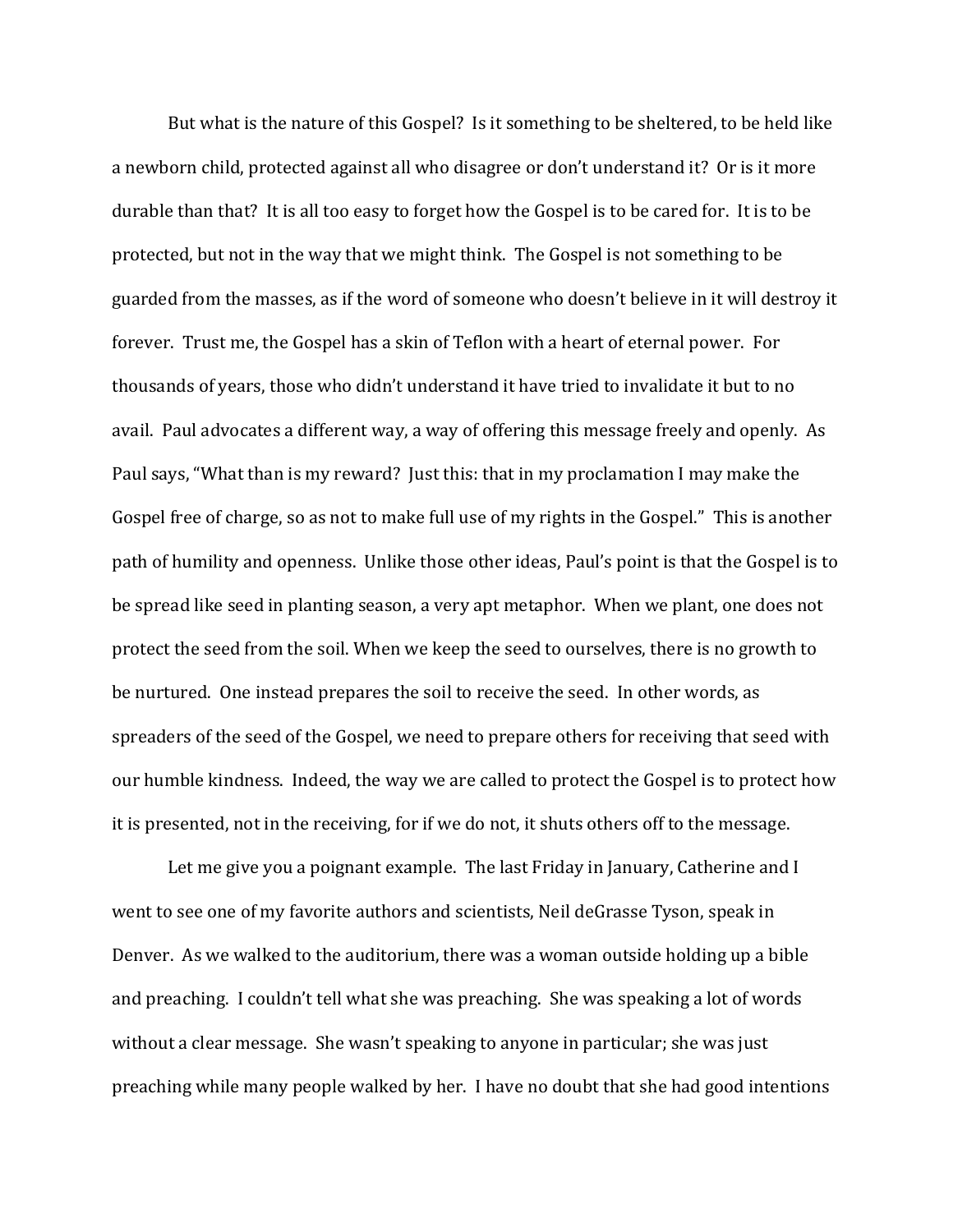But what is the nature of this Gospel? Is it something to be sheltered, to be held like a newborn child, protected against all who disagree or don't understand it? Or is it more durable than that? It is all too easy to forget how the Gospel is to be cared for. It is to be protected, but not in the way that we might think. The Gospel is not something to be guarded from the masses, as if the word of someone who doesn't believe in it will destroy it forever. Trust me, the Gospel has a skin of Teflon with a heart of eternal power. For thousands of years, those who didn't understand it have tried to invalidate it but to no avail. Paul advocates a different way, a way of offering this message freely and openly. As Paul says, "What than is my reward? Just this: that in my proclamation I may make the Gospel free of charge, so as not to make full use of my rights in the Gospel." This is another path of humility and openness. Unlike those other ideas, Paul's point is that the Gospel is to be spread like seed in planting season, a very apt metaphor. When we plant, one does not protect the seed from the soil. When we keep the seed to ourselves, there is no growth to be nurtured. One instead prepares the soil to receive the seed. In other words, as spreaders of the seed of the Gospel, we need to prepare others for receiving that seed with our humble kindness. Indeed, the way we are called to protect the Gospel is to protect how it is presented, not in the receiving, for if we do not, it shuts others off to the message.

Let me give you a poignant example. The last Friday in January, Catherine and I went to see one of my favorite authors and scientists, Neil deGrasse Tyson, speak in Denver. As we walked to the auditorium, there was a woman outside holding up a bible and preaching. I couldn't tell what she was preaching. She was speaking a lot of words without a clear message. She wasn't speaking to anyone in particular; she was just preaching while many people walked by her. I have no doubt that she had good intentions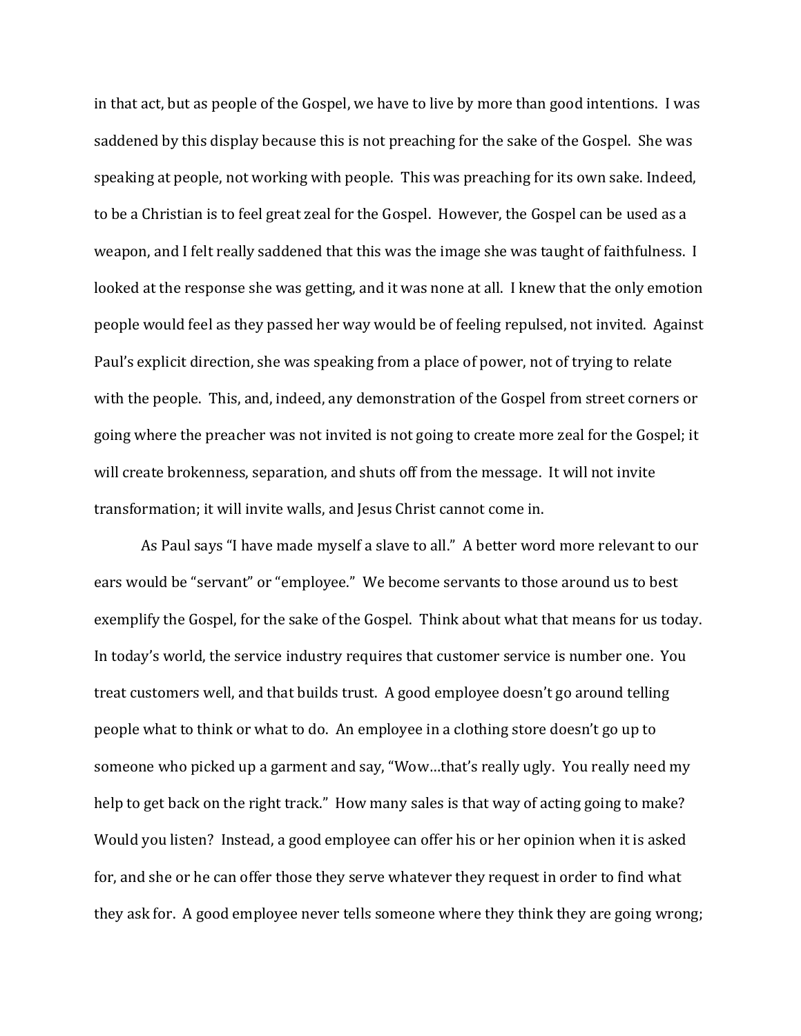in that act, but as people of the Gospel, we have to live by more than good intentions. I was saddened by this display because this is not preaching for the sake of the Gospel. She was speaking at people, not working with people. This was preaching for its own sake. Indeed, to be a Christian is to feel great zeal for the Gospel. However, the Gospel can be used as a weapon, and I felt really saddened that this was the image she was taught of faithfulness. I looked at the response she was getting, and it was none at all. I knew that the only emotion people would feel as they passed her way would be of feeling repulsed, not invited. Against Paul's explicit direction, she was speaking from a place of power, not of trying to relate with the people. This, and, indeed, any demonstration of the Gospel from street corners or going where the preacher was not invited is not going to create more zeal for the Gospel; it will create brokenness, separation, and shuts off from the message. It will not invite transformation; it will invite walls, and Jesus Christ cannot come in.

As Paul says "I have made myself a slave to all." A better word more relevant to our ears would be "servant" or "employee." We become servants to those around us to best exemplify the Gospel, for the sake of the Gospel. Think about what that means for us today. In today's world, the service industry requires that customer service is number one. You treat customers well, and that builds trust. A good employee doesn't go around telling people what to think or what to do. An employee in a clothing store doesn't go up to someone who picked up a garment and say, "Wow…that's really ugly. You really need my help to get back on the right track." How many sales is that way of acting going to make? Would you listen? Instead, a good employee can offer his or her opinion when it is asked for, and she or he can offer those they serve whatever they request in order to find what they ask for. A good employee never tells someone where they think they are going wrong;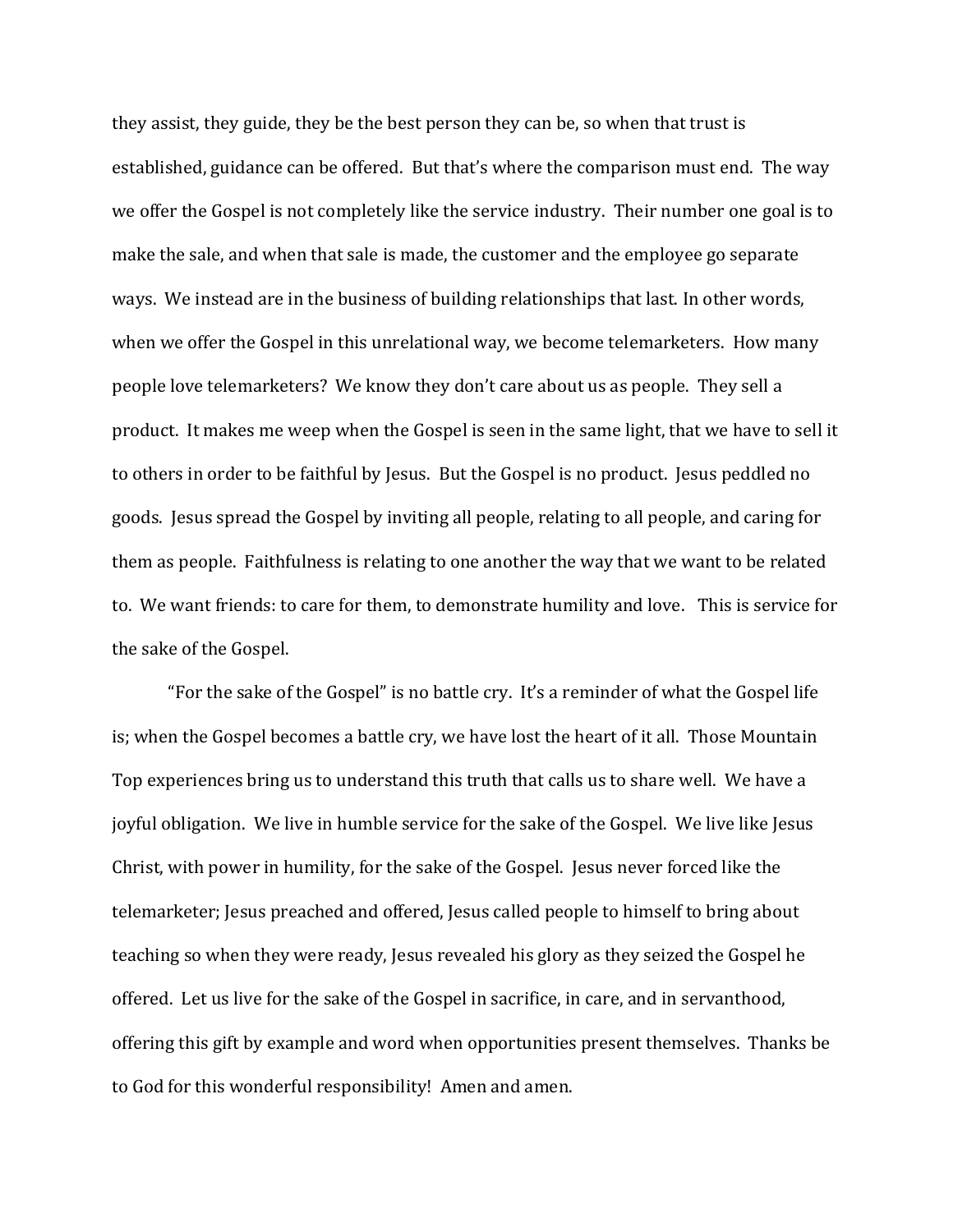they assist, they guide, they be the best person they can be, so when that trust is established, guidance can be offered. But that's where the comparison must end. The way we offer the Gospel is not completely like the service industry. Their number one goal is to make the sale, and when that sale is made, the customer and the employee go separate ways. We instead are in the business of building relationships that last. In other words, when we offer the Gospel in this unrelational way, we become telemarketers. How many people love telemarketers? We know they don't care about us as people. They sell a product. It makes me weep when the Gospel is seen in the same light, that we have to sell it to others in order to be faithful by Jesus. But the Gospel is no product. Jesus peddled no goods. Jesus spread the Gospel by inviting all people, relating to all people, and caring for them as people. Faithfulness is relating to one another the way that we want to be related to. We want friends: to care for them, to demonstrate humility and love. This is service for the sake of the Gospel.

"For the sake of the Gospel" is no battle cry. It's a reminder of what the Gospel life is; when the Gospel becomes a battle cry, we have lost the heart of it all. Those Mountain Top experiences bring us to understand this truth that calls us to share well. We have a joyful obligation. We live in humble service for the sake of the Gospel. We live like Jesus Christ, with power in humility, for the sake of the Gospel. Jesus never forced like the telemarketer; Jesus preached and offered, Jesus called people to himself to bring about teaching so when they were ready, Jesus revealed his glory as they seized the Gospel he offered. Let us live for the sake of the Gospel in sacrifice, in care, and in servanthood, offering this gift by example and word when opportunities present themselves. Thanks be to God for this wonderful responsibility! Amen and amen.